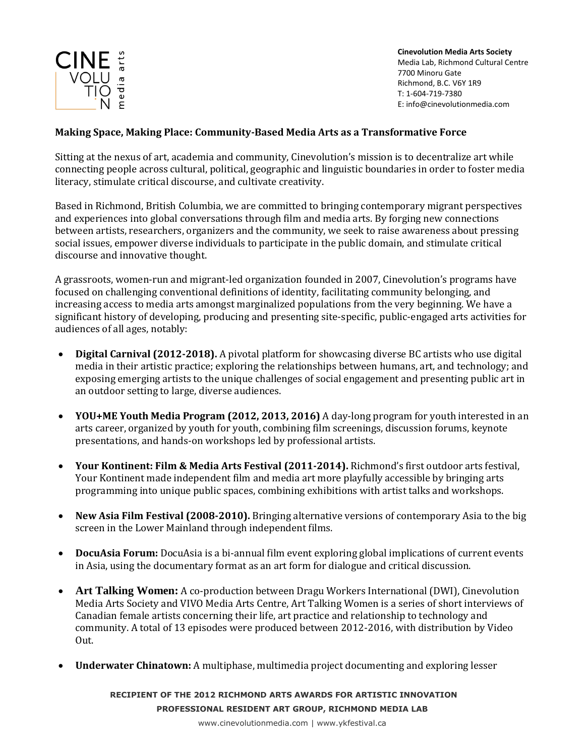**Cinevolution Media Arts Society**
Media Lab, Richmond Cultural Centre
7700 Minoru Gate
Richmond, B.C. V6Y 1R9
T: 1-604-719-7380
E: info@cinevolutionmedia.com

## Making Space, Making Place: Community-Based Media Arts as a Transformative Force

Sitting at the nexus of art, academia and community, Cinevolution's mission is to decentralize art while connecting people across cultural, political, geographic and linguistic boundaries in order to foster media literacy, stimulate critical discourse, and cultivate creativity.

Based in Richmond, British Columbia, we are committed to bringing contemporary migrant perspectives and experiences into global conversations through film and media arts. By forging new connections between artists, researchers, organizers and the community, we seek to raise awareness about pressing social issues, empower diverse individuals to participate in the public domain, and stimulate critical discourse and innovative thought.

A grassroots, women-run and migrant-led organization founded in 2007, Cinevolution's programs have focused on challenging conventional definitions of identity, facilitating community belonging, and increasing access to media arts amongst marginalized populations from the very beginning. We have a significant history of developing, producing and presenting site-specific, public-engaged arts activities for audiences of all ages, notably:

- **Digital Carnival (2012-2018).** A pivotal platform for showcasing diverse BC artists who use digital media in their artistic practice; exploring the relationships between humans, art, and technology; and exposing emerging artists to the unique challenges of social engagement and presenting public art in an outdoor setting to large, diverse audiences.
- **YOU+ME Youth Media Program (2012, 2013, 2016)** A day-long program for youth interested in an arts career, organized by youth for youth, combining film screenings, discussion forums, keynote presentations, and hands-on workshops led by professional artists.
- **Your Kontinent: Film & Media Arts Festival (2011-2014).** Richmond's first outdoor arts festival, Your Kontinent made independent film and media art more playfully accessible by bringing arts programming into unique public spaces, combining exhibitions with artist talks and workshops.
- **New Asia Film Festival (2008-2010).** Bringing alternative versions of contemporary Asia to the big screen in the Lower Mainland through independent films.
- **DocuAsia Forum:** DocuAsia is a bi-annual film event exploring global implications of current events in Asia, using the documentary format as an art form for dialogue and critical discussion.
- **Art Talking Women:** A co-production between Dragu Workers International (DWI), Cinevolution Media Arts Society and VIVO Media Arts Centre, Art Talking Women is a series of short interviews of Canadian female artists concerning their life, art practice and relationship to technology and community. A total of 13 episodes were produced between 2012-2016, with distribution by Video Out.
- **Underwater Chinatown:** A multiphase, multimedia project documenting and exploring lesser

RECIPIENT OF THE 2012 RICHMOND ARTS AWARDS FOR ARTISTIC INNOVATION
PROFESSIONAL RESIDENT ART GROUP, RICHMOND MEDIA LAB

www.cinevolutionmedia.com | www.ykfestival.ca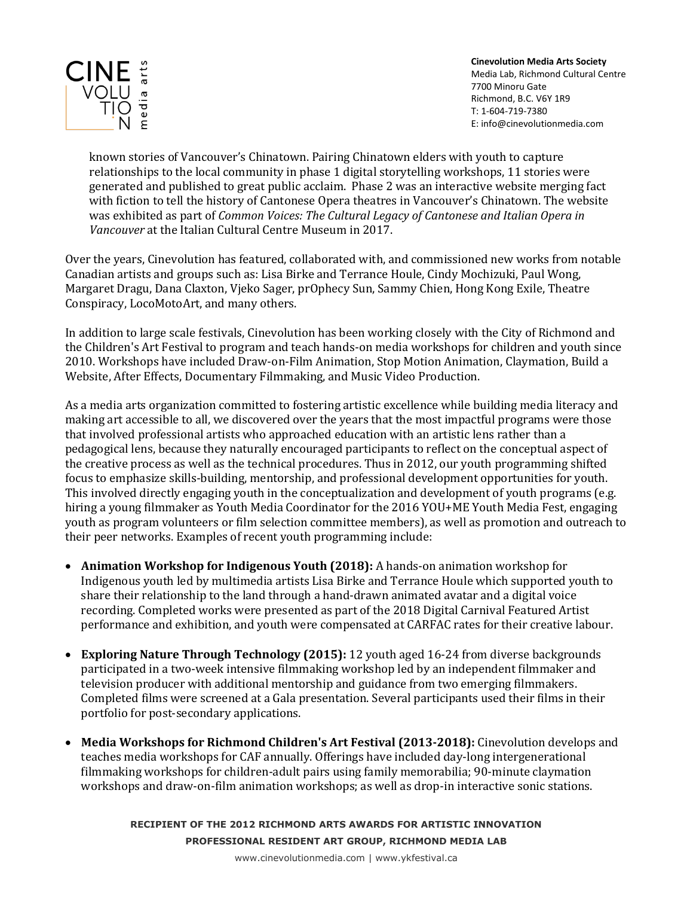known stories of Vancouver's Chinatown. Pairing Chinatown elders with youth to capture relationships to the local community in phase 1 digital storytelling workshops, 11 stories were generated and published to great public acclaim. Phase 2 was an interactive website merging fact with fiction to tell the history of Cantonese Opera theatres in Vancouver's Chinatown. The website was exhibited as part of *Common Voices: The Cultural Legacy of Cantonese and Italian Opera in Vancouver* at the Italian Cultural Centre Museum in 2017.

Over the years, Cinevolution has featured, collaborated with, and commissioned new works from notable Canadian artists and groups such as: Lisa Birke and Terrance Houle, Cindy Mochizuki, Paul Wong, Margaret Dragu, Dana Claxton, Vjeko Sager, prOphecy Sun, Sammy Chien, Hong Kong Exile, Theatre Conspiracy, LocoMotoArt, and many others.

In addition to large scale festivals, Cinevolution has been working closely with the City of Richmond and the Children's Art Festival to program and teach hands-on media workshops for children and youth since 2010. Workshops have included Draw-on-Film Animation, Stop Motion Animation, Claymation, Build a Website, After Effects, Documentary Filmmaking, and Music Video Production.

As a media arts organization committed to fostering artistic excellence while building media literacy and making art accessible to all, we discovered over the years that the most impactful programs were those that involved professional artists who approached education with an artistic lens rather than a pedagogical lens, because they naturally encouraged participants to reflect on the conceptual aspect of the creative process as well as the technical procedures. Thus in 2012, our youth programming shifted focus to emphasize skills-building, mentorship, and professional development opportunities for youth. This involved directly engaging youth in the conceptualization and development of youth programs (e.g. hiring a young filmmaker as Youth Media Coordinator for the 2016 YOU+ME Youth Media Fest, engaging youth as program volunteers or film selection committee members), as well as promotion and outreach to their peer networks. Examples of recent youth programming include:

- **Animation Workshop for Indigenous Youth (2018):** A hands-on animation workshop for Indigenous youth led by multimedia artists Lisa Birke and Terrance Houle which supported youth to share their relationship to the land through a hand-drawn animated avatar and a digital voice recording. Completed works were presented as part of the 2018 Digital Carnival Featured Artist performance and exhibition, and youth were compensated at CARFAC rates for their creative labour.

- **Exploring Nature Through Technology (2015):** 12 youth aged 16-24 from diverse backgrounds participated in a two-week intensive filmmaking workshop led by an independent filmmaker and television producer with additional mentorship and guidance from two emerging filmmakers. Completed films were screened at a Gala presentation. Several participants used their films in their portfolio for post-secondary applications.

- **Media Workshops for Richmond Children's Art Festival (2013-2018):** Cinevolution develops and teaches media workshops for CAF annually. Offerings have included day-long intergenerational filmmaking workshops for children-adult pairs using family memorabilia; 90-minute claymation workshops and draw-on-film animation workshops; as well as drop-in interactive sonic stations.